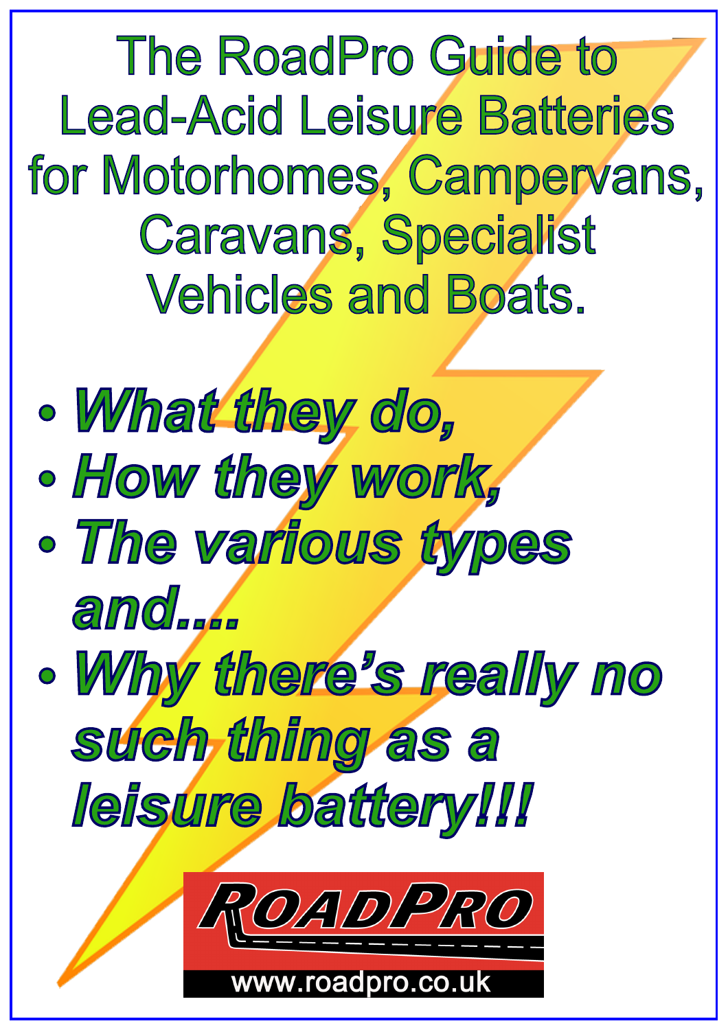# The RoadPro Guide to Lead-Acid Leisure Batteries for Motorhomes, Campervans, Caravans, Specialist Vehicles and Boats.

- ***What they do,***
- ***How they work,***
- ***The various types and....***
- ***Why there's really no such thing as a leisure battery!!!***

ROADPRO

www.roadpro.co.uk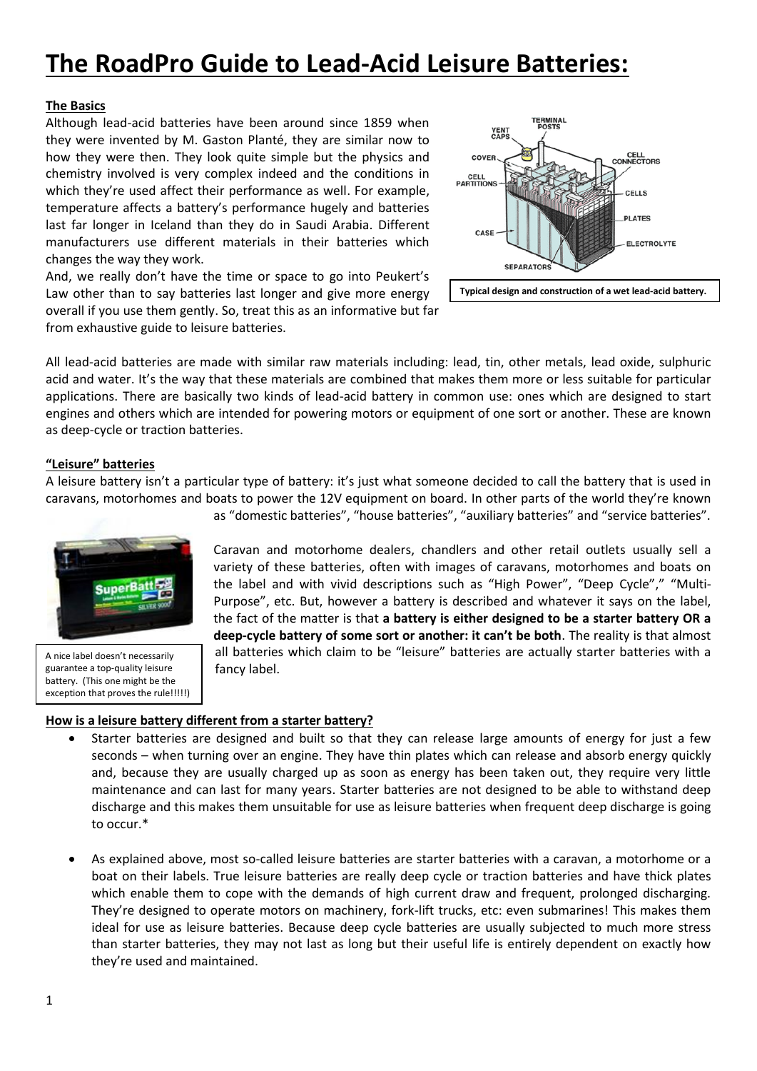# The RoadPro Guide to Lead-Acid Leisure Batteries:

**The Basics**

Although lead-acid batteries have been around since 1859 when they were invented by M. Gaston Planté, they are similar now to how they were then. They look quite simple but the physics and chemistry involved is very complex indeed and the conditions in which they're used affect their performance as well. For example, temperature affects a battery's performance hugely and batteries last far longer in Iceland than they do in Saudi Arabia. Different manufacturers use different materials in their batteries which changes the way they work.

And, we really don't have the time or space to go into Peukert's Law other than to say batteries last longer and give more energy overall if you use them gently. So, treat this as an informative but far from exhaustive guide to leisure batteries.

**Typical design and construction of a wet lead-acid battery.**

All lead-acid batteries are made with similar raw materials including: lead, tin, other metals, lead oxide, sulphuric acid and water. It's the way that these materials are combined that makes them more or less suitable for particular applications. There are basically two kinds of lead-acid battery in common use: ones which are designed to start engines and others which are intended for powering motors or equipment of one sort or another. These are known as deep-cycle or traction batteries.

**"Leisure" batteries**

A leisure battery isn't a particular type of battery: it's just what someone decided to call the battery that is used in caravans, motorhomes and boats to power the 12V equipment on board. In other parts of the world they're known as "domestic batteries", "house batteries", "auxiliary batteries" and "service batteries".

Caravan and motorhome dealers, chandlers and other retail outlets usually sell a variety of these batteries, often with images of caravans, motorhomes and boats on the label and with vivid descriptions such as "High Power", "Deep Cycle"," "Multi-Purpose", etc. But, however a battery is described and whatever it says on the label, the fact of the matter is that **a battery is either designed to be a starter battery OR a deep-cycle battery of some sort or another: it can't be both**. The reality is that almost all batteries which claim to be "leisure" batteries are actually starter batteries with a fancy label.

A nice label doesn't necessarily guarantee a top-quality leisure battery. (This one might be the exception that proves the rule!!!!!)

**How is a leisure battery different from a starter battery?**

- Starter batteries are designed and built so that they can release large amounts of energy for just a few seconds – when turning over an engine. They have thin plates which can release and absorb energy quickly and, because they are usually charged up as soon as energy has been taken out, they require very little maintenance and can last for many years. Starter batteries are not designed to be able to withstand deep discharge and this makes them unsuitable for use as leisure batteries when frequent deep discharge is going to occur.*

- As explained above, most so-called leisure batteries are starter batteries with a caravan, a motorhome or a boat on their labels. True leisure batteries are really deep cycle or traction batteries and have thick plates which enable them to cope with the demands of high current draw and frequent, prolonged discharging. They're designed to operate motors on machinery, fork-lift trucks, etc: even submarines! This makes them ideal for use as leisure batteries. Because deep cycle batteries are usually subjected to much more stress than starter batteries, they may not last as long but their useful life is entirely dependent on exactly how they're used and maintained.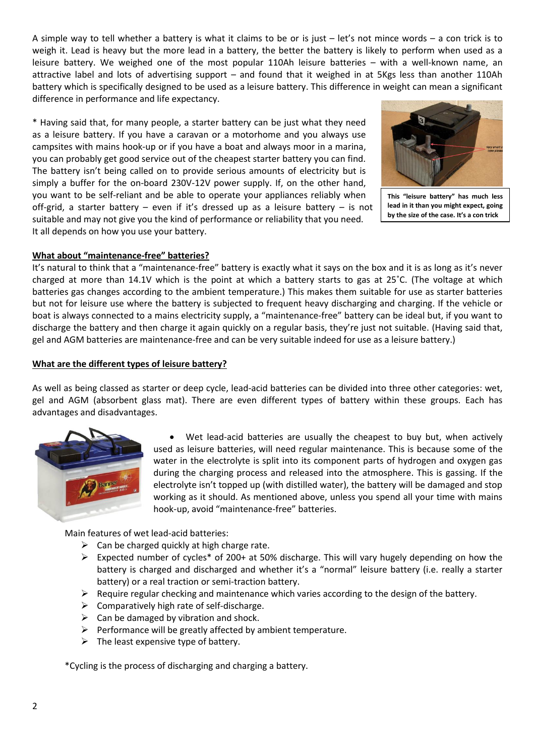A simple way to tell whether a battery is what it claims to be or is just – let's not mince words – a con trick is to weigh it. Lead is heavy but the more lead in a battery, the better the battery is likely to perform when used as a leisure battery. We weighed one of the most popular 110Ah leisure batteries – with a well-known name, an attractive label and lots of advertising support – and found that it weighed in at 5Kgs less than another 110Ah battery which is specifically designed to be used as a leisure battery. This difference in weight can mean a significant difference in performance and life expectancy.

* Having said that, for many people, a starter battery can be just what they need as a leisure battery. If you have a caravan or a motorhome and you always use campsites with mains hook-up or if you have a boat and always moor in a marina, you can probably get good service out of the cheapest starter battery you can find. The battery isn't being called on to provide serious amounts of electricity but is simply a buffer for the on-board 230V-12V power supply. If, on the other hand, you want to be self-reliant and be able to operate your appliances reliably when off-grid, a starter battery – even if it's dressed up as a leisure battery – is not suitable and may not give you the kind of performance or reliability that you need. It all depends on how you use your battery.

**This "leisure battery" has much less lead in it than you might expect, going by the size of the case. It's a con trick**

## What about "maintenance-free" batteries?

It's natural to think that a "maintenance-free" battery is exactly what it says on the box and it is as long as it's never charged at more than 14.1V which is the point at which a battery starts to gas at 25˚C. (The voltage at which batteries gas changes according to the ambient temperature.) This makes them suitable for use as starter batteries but not for leisure use where the battery is subjected to frequent heavy discharging and charging. If the vehicle or boat is always connected to a mains electricity supply, a "maintenance-free" battery can be ideal but, if you want to discharge the battery and then charge it again quickly on a regular basis, they're just not suitable. (Having said that, gel and AGM batteries are maintenance-free and can be very suitable indeed for use as a leisure battery.)

## What are the different types of leisure battery?

As well as being classed as starter or deep cycle, lead-acid batteries can be divided into three other categories: wet, gel and AGM (absorbent glass mat). There are even different types of battery within these groups. Each has advantages and disadvantages.

- Wet lead-acid batteries are usually the cheapest to buy but, when actively used as leisure batteries, will need regular maintenance. This is because some of the water in the electrolyte is split into its component parts of hydrogen and oxygen gas during the charging process and released into the atmosphere. This is gassing. If the electrolyte isn't topped up (with distilled water), the battery will be damaged and stop working as it should. As mentioned above, unless you spend all your time with mains hook-up, avoid "maintenance-free" batteries.

Main features of wet lead-acid batteries:

- Can be charged quickly at high charge rate.
- Expected number of cycles* of 200+ at 50% discharge. This will vary hugely depending on how the battery is charged and discharged and whether it's a "normal" leisure battery (i.e. really a starter battery) or a real traction or semi-traction battery.
- Require regular checking and maintenance which varies according to the design of the battery.
- Comparatively high rate of self-discharge.
- Can be damaged by vibration and shock.
- Performance will be greatly affected by ambient temperature.
- The least expensive type of battery.

*Cycling is the process of discharging and charging a battery.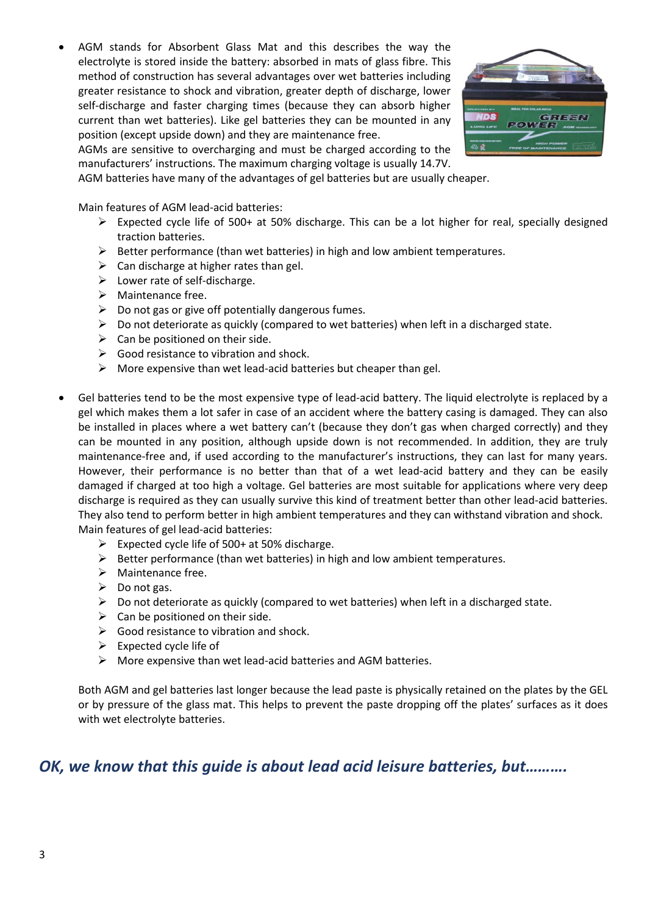- AGM stands for Absorbent Glass Mat and this describes the way the electrolyte is stored inside the battery: absorbed in mats of glass fibre. This method of construction has several advantages over wet batteries including greater resistance to shock and vibration, greater depth of discharge, lower self-discharge and faster charging times (because they can absorb higher current than wet batteries). Like gel batteries they can be mounted in any position (except upside down) and they are maintenance free.
  AGMs are sensitive to overcharging and must be charged according to the manufacturers' instructions. The maximum charging voltage is usually 14.7V.
  AGM batteries have many of the advantages of gel batteries but are usually cheaper.

  Main features of AGM lead-acid batteries:
  - Expected cycle life of 500+ at 50% discharge. This can be a lot higher for real, specially designed traction batteries.
  - Better performance (than wet batteries) in high and low ambient temperatures.
  - Can discharge at higher rates than gel.
  - Lower rate of self-discharge.
  - Maintenance free.
  - Do not gas or give off potentially dangerous fumes.
  - Do not deteriorate as quickly (compared to wet batteries) when left in a discharged state.
  - Can be positioned on their side.
  - Good resistance to vibration and shock.
  - More expensive than wet lead-acid batteries but cheaper than gel.

- Gel batteries tend to be the most expensive type of lead-acid battery. The liquid electrolyte is replaced by a gel which makes them a lot safer in case of an accident where the battery casing is damaged. They can also be installed in places where a wet battery can't (because they don't gas when charged correctly) and they can be mounted in any position, although upside down is not recommended. In addition, they are truly maintenance-free and, if used according to the manufacturer's instructions, they can last for many years. However, their performance is no better than that of a wet lead-acid battery and they can be easily damaged if charged at too high a voltage. Gel batteries are most suitable for applications where very deep discharge is required as they can usually survive this kind of treatment better than other lead-acid batteries. They also tend to perform better in high ambient temperatures and they can withstand vibration and shock.
  Main features of gel lead-acid batteries:
  - Expected cycle life of 500+ at 50% discharge.
  - Better performance (than wet batteries) in high and low ambient temperatures.
  - Maintenance free.
  - Do not gas.
  - Do not deteriorate as quickly (compared to wet batteries) when left in a discharged state.
  - Can be positioned on their side.
  - Good resistance to vibration and shock.
  - Expected cycle life of
  - More expensive than wet lead-acid batteries and AGM batteries.

  Both AGM and gel batteries last longer because the lead paste is physically retained on the plates by the GEL or by pressure of the glass mat. This helps to prevent the paste dropping off the plates' surfaces as it does with wet electrolyte batteries.

## *OK, we know that this guide is about lead acid leisure batteries, but……….*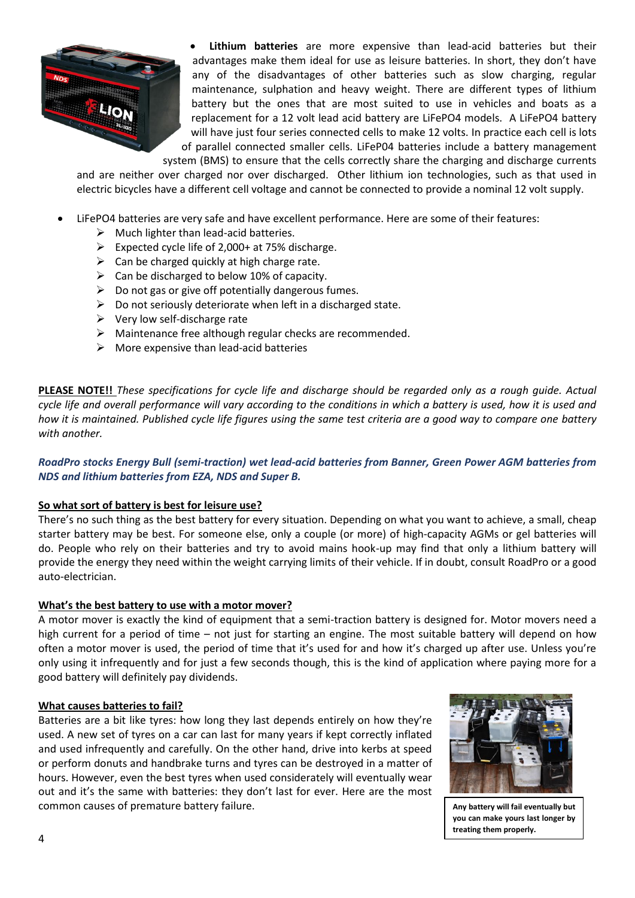- **Lithium batteries** are more expensive than lead-acid batteries but their advantages make them ideal for use as leisure batteries. In short, they don't have any of the disadvantages of other batteries such as slow charging, regular maintenance, sulphation and heavy weight. There are different types of lithium battery but the ones that are most suited to use in vehicles and boats as a replacement for a 12 volt lead acid battery are LiFePO4 models. A LiFePO4 battery will have just four series connected cells to make 12 volts. In practice each cell is lots of parallel connected smaller cells. LiFeP04 batteries include a battery management system (BMS) to ensure that the cells correctly share the charging and discharge currents and are neither over charged nor over discharged. Other lithium ion technologies, such as that used in electric bicycles have a different cell voltage and cannot be connected to provide a nominal 12 volt supply.

- LiFePO4 batteries are very safe and have excellent performance. Here are some of their features:
  - Much lighter than lead-acid batteries.
  - Expected cycle life of 2,000+ at 75% discharge.
  - Can be charged quickly at high charge rate.
  - Can be discharged to below 10% of capacity.
  - Do not gas or give off potentially dangerous fumes.
  - Do not seriously deteriorate when left in a discharged state.
  - Very low self-discharge rate
  - Maintenance free although regular checks are recommended.
  - More expensive than lead-acid batteries

**PLEASE NOTE!!** *These specifications for cycle life and discharge should be regarded only as a rough guide. Actual cycle life and overall performance will vary according to the conditions in which a battery is used, how it is used and how it is maintained. Published cycle life figures using the same test criteria are a good way to compare one battery with another.*

***RoadPro stocks Energy Bull (semi-traction) wet lead-acid batteries from Banner, Green Power AGM batteries from NDS and lithium batteries from EZA, NDS and Super B.***

## So what sort of battery is best for leisure use?

There's no such thing as the best battery for every situation. Depending on what you want to achieve, a small, cheap starter battery may be best. For someone else, only a couple (or more) of high-capacity AGMs or gel batteries will do. People who rely on their batteries and try to avoid mains hook-up may find that only a lithium battery will provide the energy they need within the weight carrying limits of their vehicle. If in doubt, consult RoadPro or a good auto-electrician.

## What's the best battery to use with a motor mover?

A motor mover is exactly the kind of equipment that a semi-traction battery is designed for. Motor movers need a high current for a period of time – not just for starting an engine. The most suitable battery will depend on how often a motor mover is used, the period of time that it's used for and how it's charged up after use. Unless you're only using it infrequently and for just a few seconds though, this is the kind of application where paying more for a good battery will definitely pay dividends.

## What causes batteries to fail?

Batteries are a bit like tyres: how long they last depends entirely on how they're used. A new set of tyres on a car can last for many years if kept correctly inflated and used infrequently and carefully. On the other hand, drive into kerbs at speed or perform donuts and handbrake turns and tyres can be destroyed in a matter of hours. However, even the best tyres when used considerately will eventually wear out and it's the same with batteries: they don't last for ever. Here are the most common causes of premature battery failure.

**Any battery will fail eventually but you can make yours last longer by treating them properly.**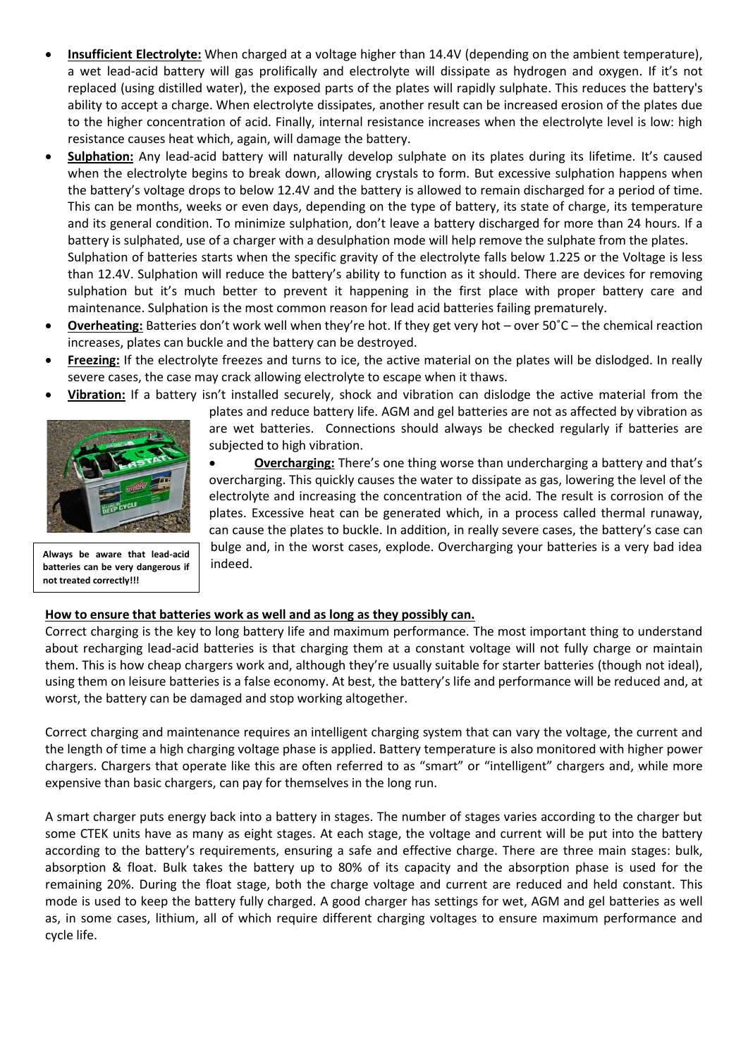- **Insufficient Electrolyte:** When charged at a voltage higher than 14.4V (depending on the ambient temperature), a wet lead-acid battery will gas prolifically and electrolyte will dissipate as hydrogen and oxygen. If it's not replaced (using distilled water), the exposed parts of the plates will rapidly sulphate. This reduces the battery's ability to accept a charge. When electrolyte dissipates, another result can be increased erosion of the plates due to the higher concentration of acid. Finally, internal resistance increases when the electrolyte level is low: high resistance causes heat which, again, will damage the battery.
- **Sulphation:** Any lead-acid battery will naturally develop sulphate on its plates during its lifetime. It's caused when the electrolyte begins to break down, allowing crystals to form. But excessive sulphation happens when the battery's voltage drops to below 12.4V and the battery is allowed to remain discharged for a period of time. This can be months, weeks or even days, depending on the type of battery, its state of charge, its temperature and its general condition. To minimize sulphation, don't leave a battery discharged for more than 24 hours. If a battery is sulphated, use of a charger with a desulphation mode will help remove the sulphate from the plates.
  Sulphation of batteries starts when the specific gravity of the electrolyte falls below 1.225 or the Voltage is less than 12.4V. Sulphation will reduce the battery's ability to function as it should. There are devices for removing sulphation but it's much better to prevent it happening in the first place with proper battery care and maintenance. Sulphation is the most common reason for lead acid batteries failing prematurely.
- **Overheating:** Batteries don't work well when they're hot. If they get very hot – over 50˚C – the chemical reaction increases, plates can buckle and the battery can be destroyed.
- **Freezing:** If the electrolyte freezes and turns to ice, the active material on the plates will be dislodged. In really severe cases, the case may crack allowing electrolyte to escape when it thaws.
- **Vibration:** If a battery isn't installed securely, shock and vibration can dislodge the active material from the plates and reduce battery life. AGM and gel batteries are not as affected by vibration as are wet batteries. Connections should always be checked regularly if batteries are subjected to high vibration.
- **Overcharging:** There's one thing worse than undercharging a battery and that's overcharging. This quickly causes the water to dissipate as gas, lowering the level of the electrolyte and increasing the concentration of the acid. The result is corrosion of the plates. Excessive heat can be generated which, in a process called thermal runaway, can cause the plates to buckle. In addition, in really severe cases, the battery's case can bulge and, in the worst cases, explode. Overcharging your batteries is a very bad idea indeed.

**Always be aware that lead-acid batteries can be very dangerous if not treated correctly!!!**

**How to ensure that batteries work as well and as long as they possibly can.**

Correct charging is the key to long battery life and maximum performance. The most important thing to understand about recharging lead-acid batteries is that charging them at a constant voltage will not fully charge or maintain them. This is how cheap chargers work and, although they're usually suitable for starter batteries (though not ideal), using them on leisure batteries is a false economy. At best, the battery's life and performance will be reduced and, at worst, the battery can be damaged and stop working altogether.

Correct charging and maintenance requires an intelligent charging system that can vary the voltage, the current and the length of time a high charging voltage phase is applied. Battery temperature is also monitored with higher power chargers. Chargers that operate like this are often referred to as "smart" or "intelligent" chargers and, while more expensive than basic chargers, can pay for themselves in the long run.

A smart charger puts energy back into a battery in stages. The number of stages varies according to the charger but some CTEK units have as many as eight stages. At each stage, the voltage and current will be put into the battery according to the battery's requirements, ensuring a safe and effective charge. There are three main stages: bulk, absorption & float. Bulk takes the battery up to 80% of its capacity and the absorption phase is used for the remaining 20%. During the float stage, both the charge voltage and current are reduced and held constant. This mode is used to keep the battery fully charged. A good charger has settings for wet, AGM and gel batteries as well as, in some cases, lithium, all of which require different charging voltages to ensure maximum performance and cycle life.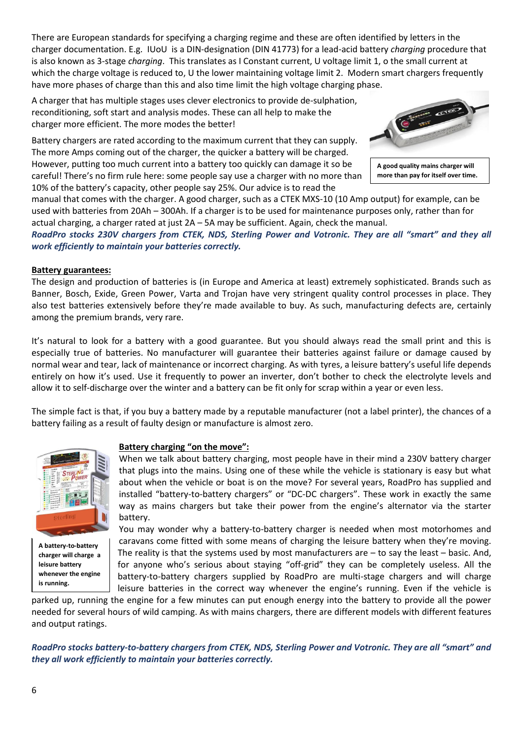There are European standards for specifying a charging regime and these are often identified by letters in the charger documentation. E.g. IUoU is a DIN-designation (DIN 41773) for a lead-acid battery *charging* procedure that is also known as 3-stage *charging*. This translates as I Constant current, U voltage limit 1, o the small current at which the charge voltage is reduced to, U the lower maintaining voltage limit 2. Modern smart chargers frequently have more phases of charge than this and also time limit the high voltage charging phase.

A charger that has multiple stages uses clever electronics to provide de-sulphation, reconditioning, soft start and analysis modes. These can all help to make the charger more efficient. The more modes the better!

**A good quality mains charger will more than pay for itself over time.**

Battery chargers are rated according to the maximum current that they can supply. The more Amps coming out of the charger, the quicker a battery will be charged. However, putting too much current into a battery too quickly can damage it so be careful! There's no firm rule here: some people say use a charger with no more than 10% of the battery's capacity, other people say 25%. Our advice is to read the manual that comes with the charger. A good charger, such as a CTEK MXS-10 (10 Amp output) for example, can be used with batteries from 20Ah – 300Ah. If a charger is to be used for maintenance purposes only, rather than for actual charging, a charger rated at just 2A – 5A may be sufficient. Again, check the manual.

***RoadPro stocks 230V chargers from CTEK, NDS, Sterling Power and Votronic. They are all "smart" and they all work efficiently to maintain your batteries correctly.***

**Battery guarantees:**

The design and production of batteries is (in Europe and America at least) extremely sophisticated. Brands such as Banner, Bosch, Exide, Green Power, Varta and Trojan have very stringent quality control processes in place. They also test batteries extensively before they're made available to buy. As such, manufacturing defects are, certainly among the premium brands, very rare.

It's natural to look for a battery with a good guarantee. But you should always read the small print and this is especially true of batteries. No manufacturer will guarantee their batteries against failure or damage caused by normal wear and tear, lack of maintenance or incorrect charging. As with tyres, a leisure battery's useful life depends entirely on how it's used. Use it frequently to power an inverter, don't bother to check the electrolyte levels and allow it to self-discharge over the winter and a battery can be fit only for scrap within a year or even less.

The simple fact is that, if you buy a battery made by a reputable manufacturer (not a label printer), the chances of a battery failing as a result of faulty design or manufacture is almost zero.

**Battery charging "on the move":**

When we talk about battery charging, most people have in their mind a 230V battery charger that plugs into the mains. Using one of these while the vehicle is stationary is easy but what about when the vehicle or boat is on the move? For several years, RoadPro has supplied and installed "battery-to-battery chargers" or "DC-DC chargers". These work in exactly the same way as mains chargers but take their power from the engine's alternator via the starter battery.

**A battery-to-battery charger will charge a leisure battery whenever the engine is running.**

You may wonder why a battery-to-battery charger is needed when most motorhomes and caravans come fitted with some means of charging the leisure battery when they're moving. The reality is that the systems used by most manufacturers are – to say the least – basic. And, for anyone who's serious about staying "off-grid" they can be completely useless. All the battery-to-battery chargers supplied by RoadPro are multi-stage chargers and will charge leisure batteries in the correct way whenever the engine's running. Even if the vehicle is parked up, running the engine for a few minutes can put enough energy into the battery to provide all the power needed for several hours of wild camping. As with mains chargers, there are different models with different features and output ratings.

***RoadPro stocks battery-to-battery chargers from CTEK, NDS, Sterling Power and Votronic. They are all "smart" and they all work efficiently to maintain your batteries correctly.***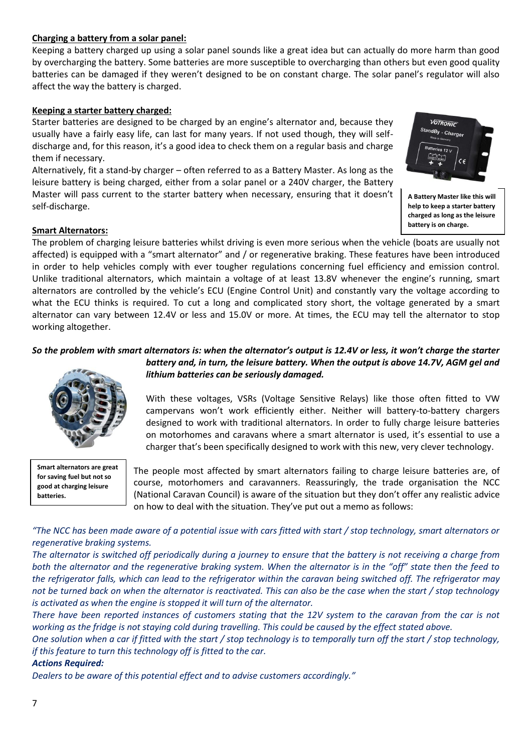**Charging a battery from a solar panel:**

Keeping a battery charged up using a solar panel sounds like a great idea but can actually do more harm than good by overcharging the battery. Some batteries are more susceptible to overcharging than others but even good quality batteries can be damaged if they weren't designed to be on constant charge. The solar panel's regulator will also affect the way the battery is charged.

**Keeping a starter battery charged:**

Starter batteries are designed to be charged by an engine's alternator and, because they usually have a fairly easy life, can last for many years. If not used though, they will self-discharge and, for this reason, it's a good idea to check them on a regular basis and charge them if necessary.

Alternatively, fit a stand-by charger – often referred to as a Battery Master. As long as the leisure battery is being charged, either from a solar panel or a 240V charger, the Battery Master will pass current to the starter battery when necessary, ensuring that it doesn't self-discharge.

**A Battery Master like this will help to keep a starter battery charged as long as the leisure battery is on charge.**

**Smart Alternators:**

The problem of charging leisure batteries whilst driving is even more serious when the vehicle (boats are usually not affected) is equipped with a "smart alternator" and / or regenerative braking. These features have been introduced in order to help vehicles comply with ever tougher regulations concerning fuel efficiency and emission control. Unlike traditional alternators, which maintain a voltage of at least 13.8V whenever the engine's running, smart alternators are controlled by the vehicle's ECU (Engine Control Unit) and constantly vary the voltage according to what the ECU thinks is required. To cut a long and complicated story short, the voltage generated by a smart alternator can vary between 12.4V or less and 15.0V or more. At times, the ECU may tell the alternator to stop working altogether.

***So the problem with smart alternators is: when the alternator's output is 12.4V or less, it won't charge the starter battery and, in turn, the leisure battery. When the output is above 14.7V, AGM gel and lithium batteries can be seriously damaged.***

With these voltages, VSRs (Voltage Sensitive Relays) like those often fitted to VW campervans won't work efficiently either. Neither will battery-to-battery chargers designed to work with traditional alternators. In order to fully charge leisure batteries on motorhomes and caravans where a smart alternator is used, it's essential to use a charger that's been specifically designed to work with this new, very clever technology.

**Smart alternators are great for saving fuel but not so good at charging leisure batteries.**

The people most affected by smart alternators failing to charge leisure batteries are, of course, motorhomers and caravanners. Reassuringly, the trade organisation the NCC (National Caravan Council) is aware of the situation but they don't offer any realistic advice on how to deal with the situation. They've put out a memo as follows:

*"The NCC has been made aware of a potential issue with cars fitted with start / stop technology, smart alternators or regenerative braking systems.*

*The alternator is switched off periodically during a journey to ensure that the battery is not receiving a charge from both the alternator and the regenerative braking system. When the alternator is in the "off" state then the feed to the refrigerator falls, which can lead to the refrigerator within the caravan being switched off. The refrigerator may not be turned back on when the alternator is reactivated. This can also be the case when the start / stop technology is activated as when the engine is stopped it will turn of the alternator.*

*There have been reported instances of customers stating that the 12V system to the caravan from the car is not working as the fridge is not staying cold during travelling. This could be caused by the effect stated above.*

*One solution when a car if fitted with the start / stop technology is to temporally turn off the start / stop technology, if this feature to turn this technology off is fitted to the car.*

***Actions Required:***

*Dealers to be aware of this potential effect and to advise customers accordingly."*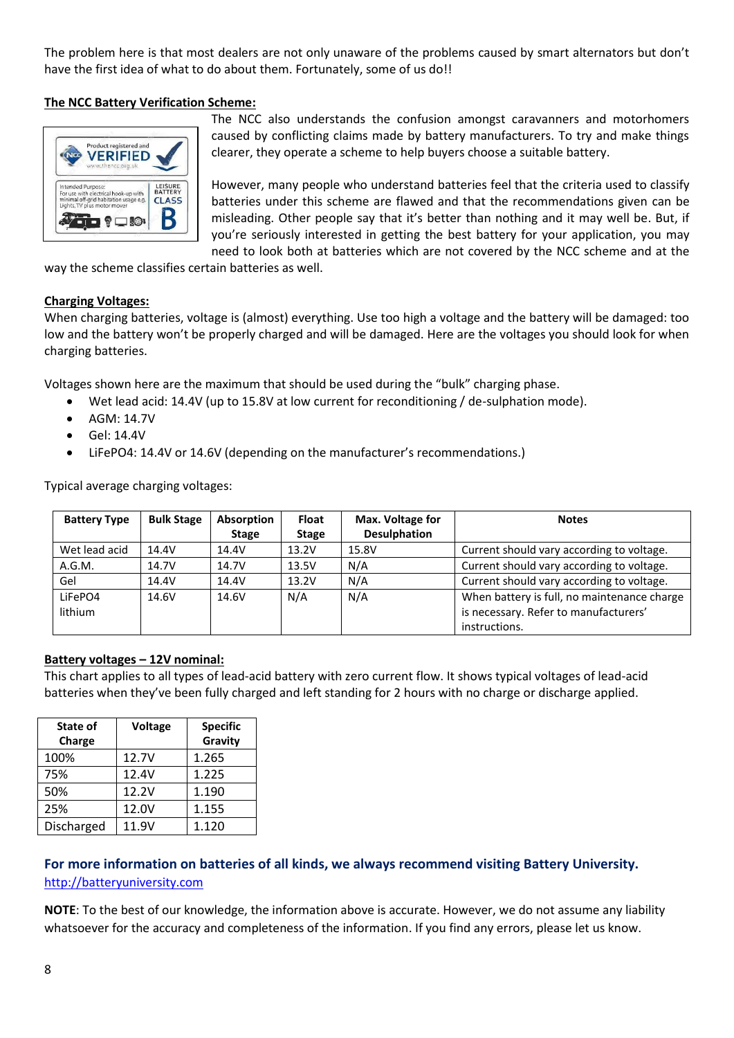The problem here is that most dealers are not only unaware of the problems caused by smart alternators but don't have the first idea of what to do about them. Fortunately, some of us do!!

**The NCC Battery Verification Scheme:**

The NCC also understands the confusion amongst caravanners and motorhomers caused by conflicting claims made by battery manufacturers. To try and make things clearer, they operate a scheme to help buyers choose a suitable battery.

However, many people who understand batteries feel that the criteria used to classify batteries under this scheme are flawed and that the recommendations given can be misleading. Other people say that it's better than nothing and it may well be. But, if you're seriously interested in getting the best battery for your application, you may need to look both at batteries which are not covered by the NCC scheme and at the way the scheme classifies certain batteries as well.

**Charging Voltages:**

When charging batteries, voltage is (almost) everything. Use too high a voltage and the battery will be damaged: too low and the battery won't be properly charged and will be damaged. Here are the voltages you should look for when charging batteries.

Voltages shown here are the maximum that should be used during the "bulk" charging phase.

- Wet lead acid: 14.4V (up to 15.8V at low current for reconditioning / de-sulphation mode).
- AGM: 14.7V
- Gel: 14.4V
- LiFePO4: 14.4V or 14.6V (depending on the manufacturer's recommendations.)

Typical average charging voltages:

| Battery Type | Bulk Stage | Absorption Stage | Float Stage | Max. Voltage for Desulphation | Notes |
|---|---|---|---|---|---|
| Wet lead acid | 14.4V | 14.4V | 13.2V | 15.8V | Current should vary according to voltage. |
| A.G.M. | 14.7V | 14.7V | 13.5V | N/A | Current should vary according to voltage. |
| Gel | 14.4V | 14.4V | 13.2V | N/A | Current should vary according to voltage. |
| LiFePO4 lithium | 14.6V | 14.6V | N/A | N/A | When battery is full, no maintenance charge is necessary. Refer to manufacturers' instructions. |

**Battery voltages – 12V nominal:**

This chart applies to all types of lead-acid battery with zero current flow. It shows typical voltages of lead-acid batteries when they've been fully charged and left standing for 2 hours with no charge or discharge applied.

| State of Charge | Voltage | Specific Gravity |
|---|---|---|
| 100% | 12.7V | 1.265 |
| 75% | 12.4V | 1.225 |
| 50% | 12.2V | 1.190 |
| 25% | 12.0V | 1.155 |
| Discharged | 11.9V | 1.120 |

**For more information on batteries of all kinds, we always recommend visiting Battery University.**
http://batteryuniversity.com

**NOTE**: To the best of our knowledge, the information above is accurate. However, we do not assume any liability whatsoever for the accuracy and completeness of the information. If you find any errors, please let us know.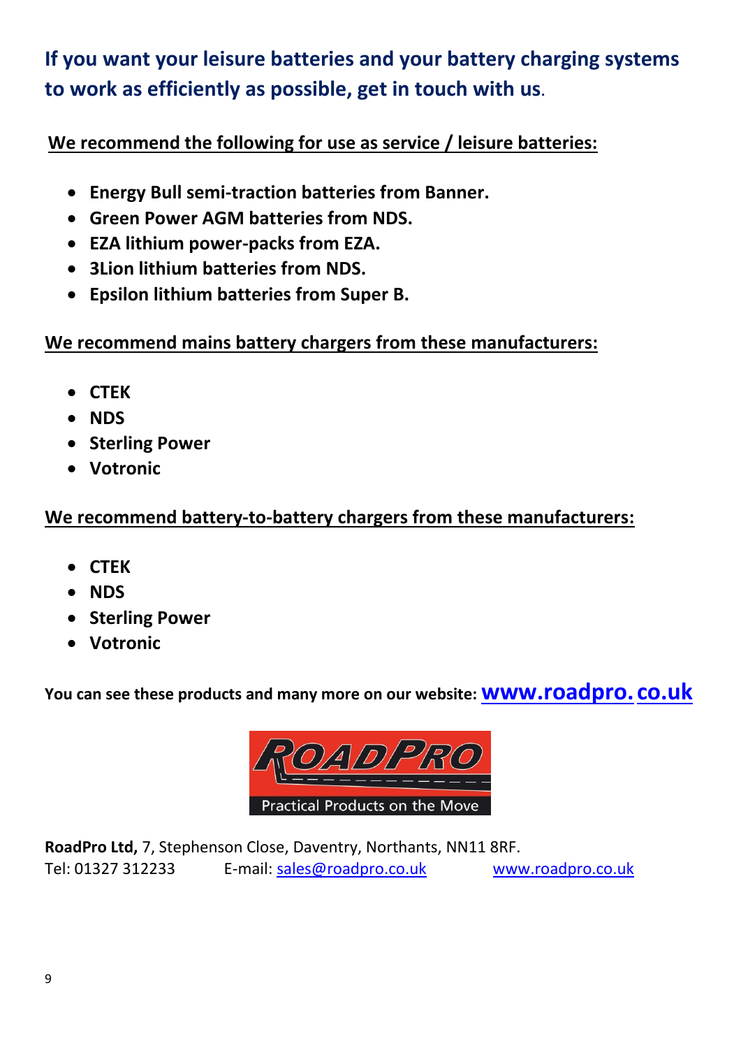**If you want your leisure batteries and your battery charging systems to work as efficiently as possible, get in touch with us.**

**We recommend the following for use as service / leisure batteries:**

- **Energy Bull semi-traction batteries from Banner.**
- **Green Power AGM batteries from NDS.**
- **EZA lithium power-packs from EZA.**
- **3Lion lithium batteries from NDS.**
- **Epsilon lithium batteries from Super B.**

**We recommend mains battery chargers from these manufacturers:**

- **CTEK**
- **NDS**
- **Sterling Power**
- **Votronic**

**We recommend battery-to-battery chargers from these manufacturers:**

- **CTEK**
- **NDS**
- **Sterling Power**
- **Votronic**

**You can see these products and many more on our website: www.roadpro. co.uk**

ROADPRO
Practical Products on the Move

**RoadPro Ltd,** 7, Stephenson Close, Daventry, Northants, NN11 8RF.
Tel: 01327 312233 E-mail: sales@roadpro.co.uk www.roadpro.co.uk